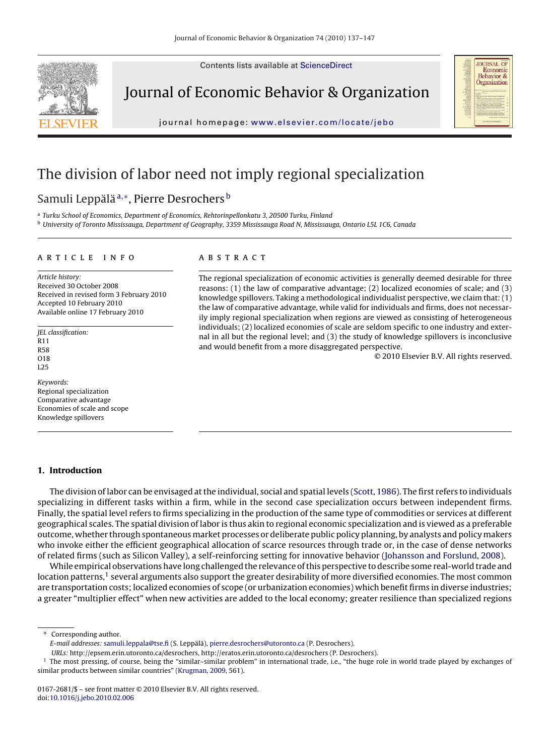# The division of labor need not imply regional specialization

Samuli Leppälä[a,*], Pierre Desrochers[b]

[a] Turku School of Economics, Department of Economics, Rehtorinpellonkatu 3, 20500 Turku, Finland

[b] University of Toronto Mississauga, Department of Geography, 3359 Mississauga Road N, Mississauga, Ontario L5L 1C6, Canada

## ARTICLE INFO

*Article history:*
Received 30 October 2008
Received in revised form 3 February 2010
Accepted 10 February 2010
Available online 17 February 2010

*JEL classification:*
R11
R58
O18
L25

*Keywords:*
Regional specialization
Comparative advantage
Economies of scale and scope
Knowledge spillovers

## ABSTRACT

The regional specialization of economic activities is generally deemed desirable for three reasons: (1) the law of comparative advantage; (2) localized economies of scale; and (3) knowledge spillovers. Taking a methodological individualist perspective, we claim that: (1) the law of comparative advantage, while valid for individuals and firms, does not necessarily imply regional specialization when regions are viewed as consisting of heterogeneous individuals; (2) localized economies of scale are seldom specific to one industry and external in all but the regional level; and (3) the study of knowledge spillovers is inconclusive and would benefit from a more disaggregated perspective.

© 2010 Elsevier B.V. All rights reserved.

## 1. Introduction

The division of labor can be envisaged at the individual, social and spatial levels (Scott, 1986). The first refers to individuals specializing in different tasks within a firm, while in the second case specialization occurs between independent firms. Finally, the spatial level refers to firms specializing in the production of the same type of commodities or services at different geographical scales. The spatial division of labor is thus akin to regional economic specialization and is viewed as a preferable outcome, whether through spontaneous market processes or deliberate public policy planning, by analysts and policy makers who invoke either the efficient geographical allocation of scarce resources through trade or, in the case of dense networks of related firms (such as Silicon Valley), a self-reinforcing setting for innovative behavior (Johansson and Forslund, 2008).

While empirical observations have long challenged the relevance of this perspective to describe some real-world trade and location patterns,[1] several arguments also support the greater desirability of more diversified economies. The most common are transportation costs; localized economies of scope (or urbanization economies) which benefit firms in diverse industries; a greater "multiplier effect" when new activities are added to the local economy; greater resilience than specialized regions

---

* Corresponding author.
*E-mail addresses:* samuli.leppala@tse.fi (S. Leppälä), pierre.desrochers@utoronto.ca (P. Desrochers).
*URLs:* http://epsem.erin.utoronto.ca/desrochers, http://eratos.erin.utoronto.ca/desrochers (P. Desrochers).

[1] The most pressing, of course, being the "similar–similar problem" in international trade, i.e., "the huge role in world trade played by exchanges of similar products between similar countries" (Krugman, 2009, 561).

0167-2681/$ – see front matter © 2010 Elsevier B.V. All rights reserved.
doi:10.1016/j.jebo.2010.02.006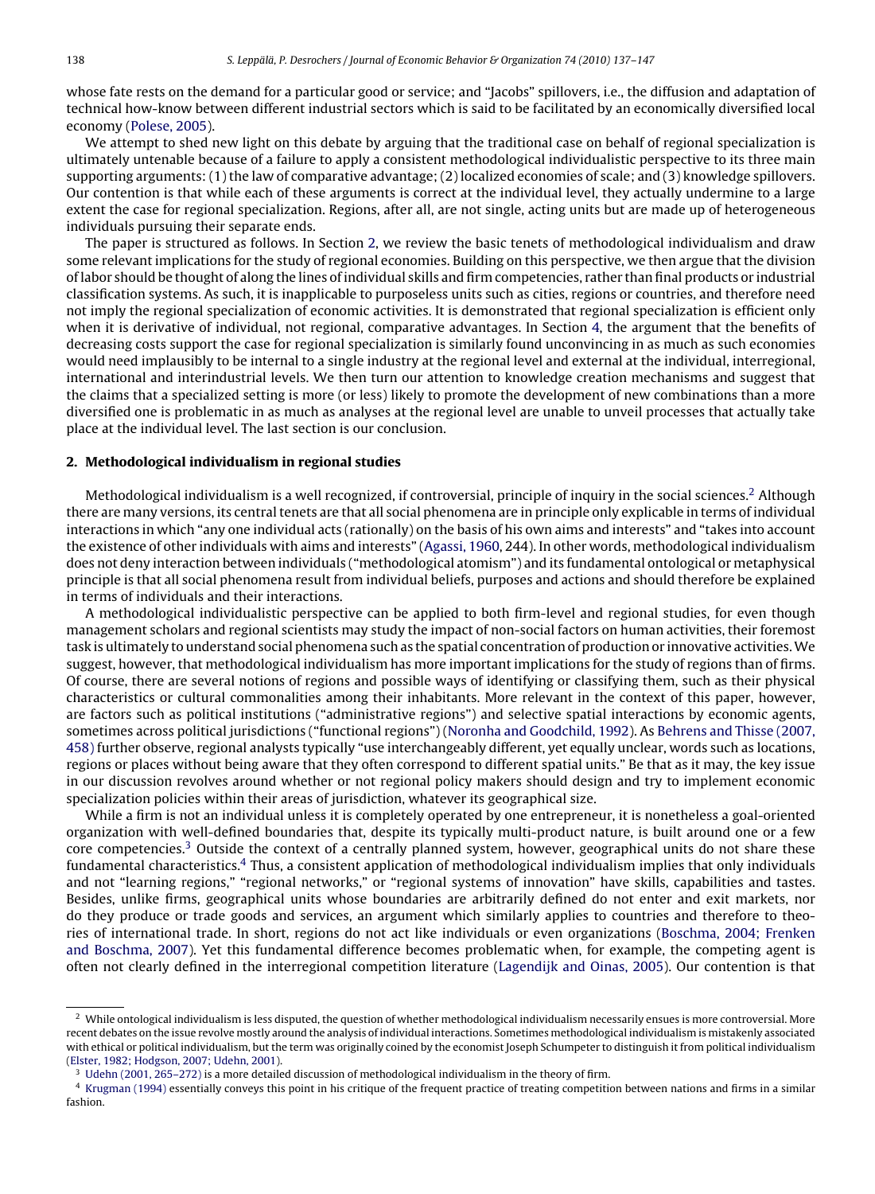whose fate rests on the demand for a particular good or service; and "Jacobs" spillovers, i.e., the diffusion and adaptation of technical how-know between different industrial sectors which is said to be facilitated by an economically diversified local economy (Polese, 2005).

We attempt to shed new light on this debate by arguing that the traditional case on behalf of regional specialization is ultimately untenable because of a failure to apply a consistent methodological individualistic perspective to its three main supporting arguments: (1) the law of comparative advantage; (2) localized economies of scale; and (3) knowledge spillovers. Our contention is that while each of these arguments is correct at the individual level, they actually undermine to a large extent the case for regional specialization. Regions, after all, are not single, acting units but are made up of heterogeneous individuals pursuing their separate ends.

The paper is structured as follows. In Section 2, we review the basic tenets of methodological individualism and draw some relevant implications for the study of regional economies. Building on this perspective, we then argue that the division of labor should be thought of along the lines of individual skills and firm competencies, rather than final products or industrial classification systems. As such, it is inapplicable to purposeless units such as cities, regions or countries, and therefore need not imply the regional specialization of economic activities. It is demonstrated that regional specialization is efficient only when it is derivative of individual, not regional, comparative advantages. In Section 4, the argument that the benefits of decreasing costs support the case for regional specialization is similarly found unconvincing in as much as such economies would need implausibly to be internal to a single industry at the regional level and external at the individual, interregional, international and interindustrial levels. We then turn our attention to knowledge creation mechanisms and suggest that the claims that a specialized setting is more (or less) likely to promote the development of new combinations than a more diversified one is problematic in as much as analyses at the regional level are unable to unveil processes that actually take place at the individual level. The last section is our conclusion.

## 2. Methodological individualism in regional studies

Methodological individualism is a well recognized, if controversial, principle of inquiry in the social sciences.[2] Although there are many versions, its central tenets are that all social phenomena are in principle only explicable in terms of individual interactions in which "any one individual acts (rationally) on the basis of his own aims and interests" and "takes into account the existence of other individuals with aims and interests" (Agassi, 1960, 244). In other words, methodological individualism does not deny interaction between individuals ("methodological atomism") and its fundamental ontological or metaphysical principle is that all social phenomena result from individual beliefs, purposes and actions and should therefore be explained in terms of individuals and their interactions.

A methodological individualistic perspective can be applied to both firm-level and regional studies, for even though management scholars and regional scientists may study the impact of non-social factors on human activities, their foremost task is ultimately to understand social phenomena such as the spatial concentration of production or innovative activities. We suggest, however, that methodological individualism has more important implications for the study of regions than of firms. Of course, there are several notions of regions and possible ways of identifying or classifying them, such as their physical characteristics or cultural commonalities among their inhabitants. More relevant in the context of this paper, however, are factors such as political institutions ("administrative regions") and selective spatial interactions by economic agents, sometimes across political jurisdictions ("functional regions") (Noronha and Goodchild, 1992). As Behrens and Thisse (2007, 458) further observe, regional analysts typically "use interchangeably different, yet equally unclear, words such as locations, regions or places without being aware that they often correspond to different spatial units." Be that as it may, the key issue in our discussion revolves around whether or not regional policy makers should design and try to implement economic specialization policies within their areas of jurisdiction, whatever its geographical size.

While a firm is not an individual unless it is completely operated by one entrepreneur, it is nonetheless a goal-oriented organization with well-defined boundaries that, despite its typically multi-product nature, is built around one or a few core competencies.[3] Outside the context of a centrally planned system, however, geographical units do not share these fundamental characteristics.[4] Thus, a consistent application of methodological individualism implies that only individuals and not "learning regions," "regional networks," or "regional systems of innovation" have skills, capabilities and tastes. Besides, unlike firms, geographical units whose boundaries are arbitrarily defined do not enter and exit markets, nor do they produce or trade goods and services, an argument which similarly applies to countries and therefore to theories of international trade. In short, regions do not act like individuals or even organizations (Boschma, 2004; Frenken and Boschma, 2007). Yet this fundamental difference becomes problematic when, for example, the competing agent is often not clearly defined in the interregional competition literature (Lagendijk and Oinas, 2005). Our contention is that

---

[2] While ontological individualism is less disputed, the question of whether methodological individualism necessarily ensues is more controversial. More recent debates on the issue revolve mostly around the analysis of individual interactions. Sometimes methodological individualism is mistakenly associated with ethical or political individualism, but the term was originally coined by the economist Joseph Schumpeter to distinguish it from political individualism (Elster, 1982; Hodgson, 2007; Udehn, 2001).

[3] Udehn (2001, 265–272) is a more detailed discussion of methodological individualism in the theory of firm.

[4] Krugman (1994) essentially conveys this point in his critique of the frequent practice of treating competition between nations and firms in a similar fashion.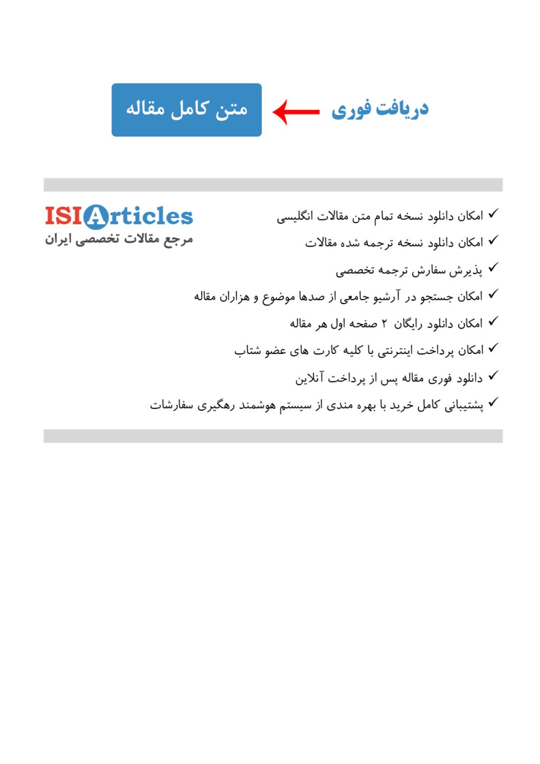دریافت فوری ← متن کامل مقاله

**ISIArticles**
مرجع مقالات تخصصی ایران

- ✓ امکان دانلود نسخه تمام متن مقالات انگلیسی
- ✓ امکان دانلود نسخه ترجمه شده مقالات
- ✓ پذیرش سفارش ترجمه تخصصی
- ✓ امکان جستجو در آرشیو جامعی از صدها موضوع و هزاران مقاله
- ✓ امکان دانلود رایگان ۲ صفحه اول هر مقاله
- ✓ امکان پرداخت اینترنتی با کلیه کارت های عضو شتاب
- ✓ دانلود فوری مقاله پس از پرداخت آنلاین
- ✓ پشتیبانی کامل خرید با بهره مندی از سیستم هوشمند رهگیری سفارشات